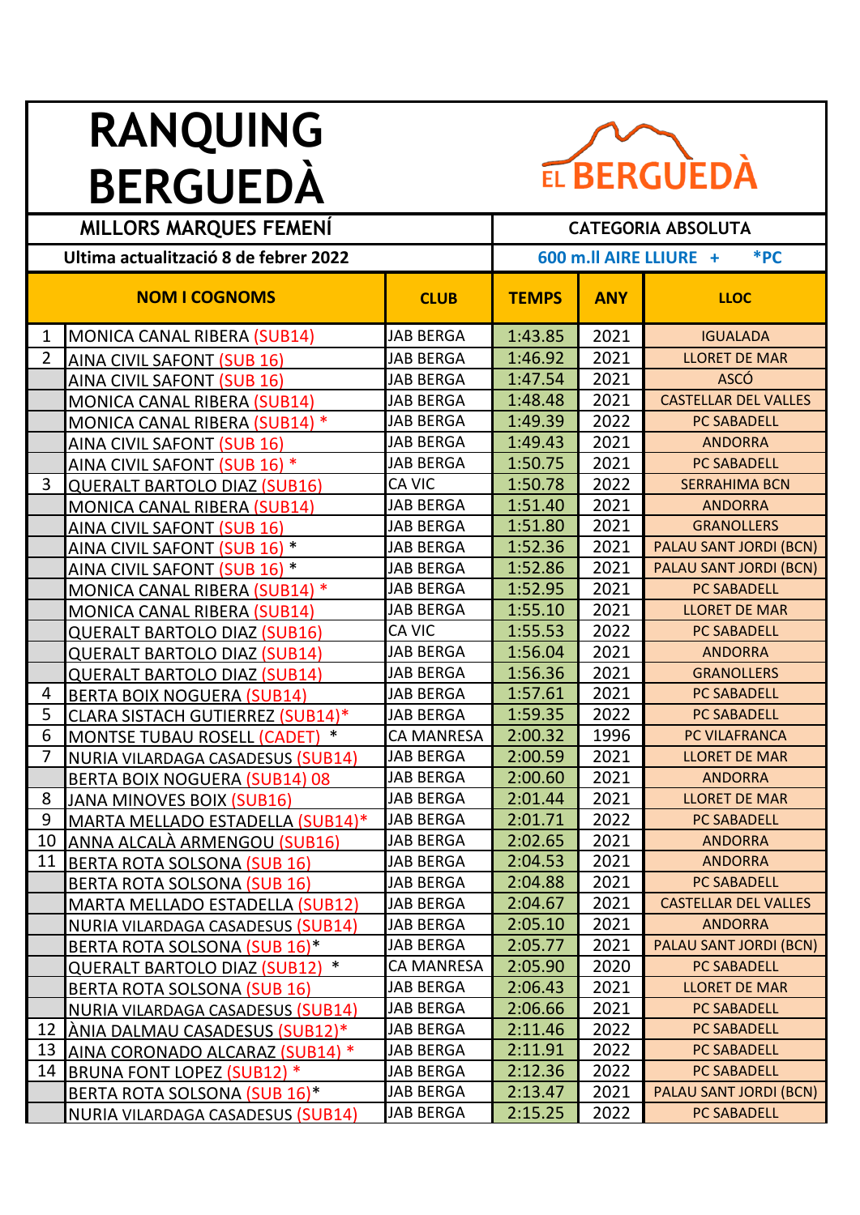# RANQUING BERGUEDÀ

EL BERGUEDÀ

| MILLORS MARQUES FEMENÍ | CATEGORIA ABSOLUTA |
|---|---|
| Ultima actualització 8 de febrer 2022 | 600 m.ll AIRE LLIURE + *PC |

| | NOM I COGNOMS | CLUB | TEMPS | ANY | LLOC |
|---|---|---|---|---|---|
| 1 | MONICA CANAL RIBERA (SUB14) | JAB BERGA | 1:43.85 | 2021 | IGUALADA |
| 2 | AINA CIVIL SAFONT (SUB 16) | JAB BERGA | 1:46.92 | 2021 | LLORET DE MAR |
| | AINA CIVIL SAFONT (SUB 16) | JAB BERGA | 1:47.54 | 2021 | ASCÓ |
| | MONICA CANAL RIBERA (SUB14) | JAB BERGA | 1:48.48 | 2021 | CASTELLAR DEL VALLES |
| | MONICA CANAL RIBERA (SUB14) * | JAB BERGA | 1:49.39 | 2022 | PC SABADELL |
| | AINA CIVIL SAFONT (SUB 16) | JAB BERGA | 1:49.43 | 2021 | ANDORRA |
| | AINA CIVIL SAFONT (SUB 16) * | JAB BERGA | 1:50.75 | 2021 | PC SABADELL |
| 3 | QUERALT BARTOLO DIAZ (SUB16) | CA VIC | 1:50.78 | 2022 | SERRAHIMA BCN |
| | MONICA CANAL RIBERA (SUB14) | JAB BERGA | 1:51.40 | 2021 | ANDORRA |
| | AINA CIVIL SAFONT (SUB 16) | JAB BERGA | 1:51.80 | 2021 | GRANOLLERS |
| | AINA CIVIL SAFONT (SUB 16) * | JAB BERGA | 1:52.36 | 2021 | PALAU SANT JORDI (BCN) |
| | AINA CIVIL SAFONT (SUB 16) * | JAB BERGA | 1:52.86 | 2021 | PALAU SANT JORDI (BCN) |
| | MONICA CANAL RIBERA (SUB14) * | JAB BERGA | 1:52.95 | 2021 | PC SABADELL |
| | MONICA CANAL RIBERA (SUB14) | JAB BERGA | 1:55.10 | 2021 | LLORET DE MAR |
| | QUERALT BARTOLO DIAZ (SUB16) | CA VIC | 1:55.53 | 2022 | PC SABADELL |
| | QUERALT BARTOLO DIAZ (SUB14) | JAB BERGA | 1:56.04 | 2021 | ANDORRA |
| | QUERALT BARTOLO DIAZ (SUB14) | JAB BERGA | 1:56.36 | 2021 | GRANOLLERS |
| 4 | BERTA BOIX NOGUERA (SUB14) | JAB BERGA | 1:57.61 | 2021 | PC SABADELL |
| 5 | CLARA SISTACH GUTIERREZ (SUB14)* | JAB BERGA | 1:59.35 | 2022 | PC SABADELL |
| 6 | MONTSE TUBAU ROSELL (CADET) * | CA MANRESA | 2:00.32 | 1996 | PC VILAFRANCA |
| 7 | NURIA VILARDAGA CASADESUS (SUB14) | JAB BERGA | 2:00.59 | 2021 | LLORET DE MAR |
| | BERTA BOIX NOGUERA (SUB14) 08 | JAB BERGA | 2:00.60 | 2021 | ANDORRA |
| 8 | JANA MINOVES BOIX (SUB16) | JAB BERGA | 2:01.44 | 2021 | LLORET DE MAR |
| 9 | MARTA MELLADO ESTADELLA (SUB14)* | JAB BERGA | 2:01.71 | 2022 | PC SABADELL |
| 10 | ANNA ALCALÀ ARMENGOU (SUB16) | JAB BERGA | 2:02.65 | 2021 | ANDORRA |
| 11 | BERTA ROTA SOLSONA (SUB 16) | JAB BERGA | 2:04.53 | 2021 | ANDORRA |
| | BERTA ROTA SOLSONA (SUB 16) | JAB BERGA | 2:04.88 | 2021 | PC SABADELL |
| | MARTA MELLADO ESTADELLA (SUB12) | JAB BERGA | 2:04.67 | 2021 | CASTELLAR DEL VALLES |
| | NURIA VILARDAGA CASADESUS (SUB14) | JAB BERGA | 2:05.10 | 2021 | ANDORRA |
| | BERTA ROTA SOLSONA (SUB 16)* | JAB BERGA | 2:05.77 | 2021 | PALAU SANT JORDI (BCN) |
| | QUERALT BARTOLO DIAZ (SUB12) * | CA MANRESA | 2:05.90 | 2020 | PC SABADELL |
| | BERTA ROTA SOLSONA (SUB 16) | JAB BERGA | 2:06.43 | 2021 | LLORET DE MAR |
| | NURIA VILARDAGA CASADESUS (SUB14) | JAB BERGA | 2:06.66 | 2021 | PC SABADELL |
| 12 | ÀNIA DALMAU CASADESUS (SUB12)* | JAB BERGA | 2:11.46 | 2022 | PC SABADELL |
| 13 | AINA CORONADO ALCARAZ (SUB14) * | JAB BERGA | 2:11.91 | 2022 | PC SABADELL |
| 14 | BRUNA FONT LOPEZ (SUB12) * | JAB BERGA | 2:12.36 | 2022 | PC SABADELL |
| | BERTA ROTA SOLSONA (SUB 16)* | JAB BERGA | 2:13.47 | 2021 | PALAU SANT JORDI (BCN) |
| | NURIA VILARDAGA CASADESUS (SUB14) | JAB BERGA | 2:15.25 | 2022 | PC SABADELL |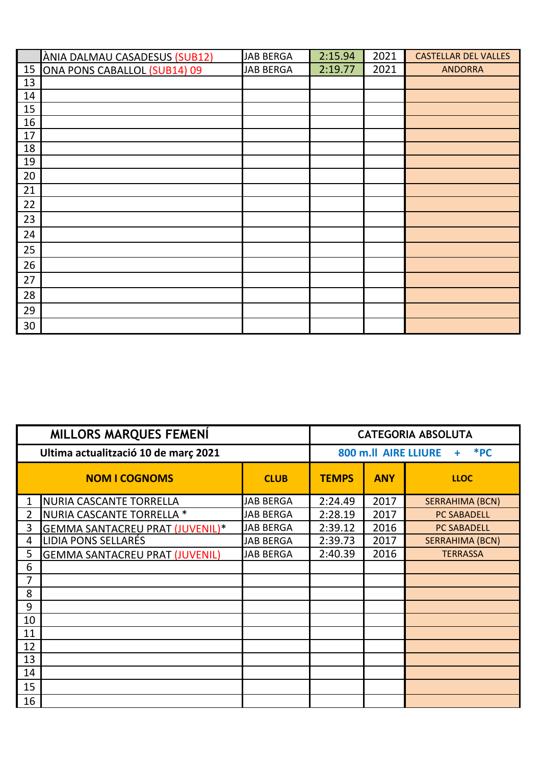|  | ÀNIA DALMAU CASADESUS (SUB12) | JAB BERGA | 2:15.94 | 2021 | CASTELLAR DEL VALLES |
|---|---|---|---|---|---|
| 15 | ONA PONS CABALLOL (SUB14) 09 | JAB BERGA | 2:19.77 | 2021 | ANDORRA |
| 13 |  |  |  |  |  |
| 14 |  |  |  |  |  |
| 15 |  |  |  |  |  |
| 16 |  |  |  |  |  |
| 17 |  |  |  |  |  |
| 18 |  |  |  |  |  |
| 19 |  |  |  |  |  |
| 20 |  |  |  |  |  |
| 21 |  |  |  |  |  |
| 22 |  |  |  |  |  |
| 23 |  |  |  |  |  |
| 24 |  |  |  |  |  |
| 25 |  |  |  |  |  |
| 26 |  |  |  |  |  |
| 27 |  |  |  |  |  |
| 28 |  |  |  |  |  |
| 29 |  |  |  |  |  |
| 30 |  |  |  |  |  |

| MILLORS MARQUES FEMENÍ | | | CATEGORIA ABSOLUTA | | |
|---|---|---|---|---|---|
| Ultima actualització 10 de març 2021 | | | 800 m.ll AIRE LLIURE + *PC | | |
| NOM I COGNOMS | | CLUB | TEMPS | ANY | LLOC |
| 1 | NURIA CASCANTE TORRELLA | JAB BERGA | 2:24.49 | 2017 | SERRAHIMA (BCN) |
| 2 | NURIA CASCANTE TORRELLA * | JAB BERGA | 2:28.19 | 2017 | PC SABADELL |
| 3 | GEMMA SANTACREU PRAT (JUVENIL)* | JAB BERGA | 2:39.12 | 2016 | PC SABADELL |
| 4 | LIDIA PONS SELLARÉS | JAB BERGA | 2:39.73 | 2017 | SERRAHIMA (BCN) |
| 5 | GEMMA SANTACREU PRAT (JUVENIL) | JAB BERGA | 2:40.39 | 2016 | TERRASSA |
| 6 |  |  |  |  |  |
| 7 |  |  |  |  |  |
| 8 |  |  |  |  |  |
| 9 |  |  |  |  |  |
| 10 |  |  |  |  |  |
| 11 |  |  |  |  |  |
| 12 |  |  |  |  |  |
| 13 |  |  |  |  |  |
| 14 |  |  |  |  |  |
| 15 |  |  |  |  |  |
| 16 |  |  |  |  |  |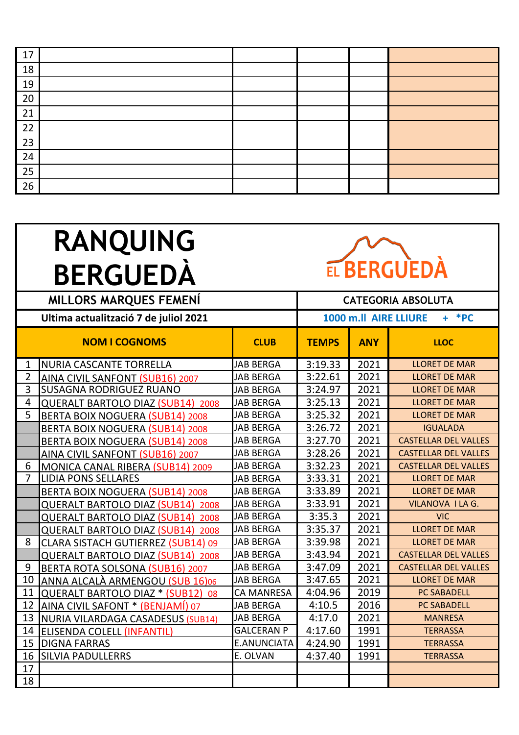| | | | | |
|---|---|---|---|---|
| 17 | | | | |
| 18 | | | | |
| 19 | | | | |
| 20 | | | | |
| 21 | | | | |
| 22 | | | | |
| 23 | | | | |
| 24 | | | | |
| 25 | | | | |
| 26 | | | | |

# RANQUING BERGUEDÀ

EL BERGUEDÀ

**MILLORS MARQUES FEMENÍ** | **CATEGORIA ABSOLUTA**

**Ultima actualització 7 de juliol 2021** | **1000 m.ll AIRE LLIURE + *PC**

| | NOM I COGNOMS | CLUB | TEMPS | ANY | LLOC |
|---|---|---|---|---|---|
| 1 | NURIA CASCANTE TORRELLA | JAB BERGA | 3:19.33 | 2021 | LLORET DE MAR |
| 2 | AINA CIVIL SANFONT (SUB16) 2007 | JAB BERGA | 3:22.61 | 2021 | LLORET DE MAR |
| 3 | SUSAGNA RODRIGUEZ RUANO | JAB BERGA | 3:24.97 | 2021 | LLORET DE MAR |
| 4 | QUERALT BARTOLO DIAZ (SUB14) 2008 | JAB BERGA | 3:25.13 | 2021 | LLORET DE MAR |
| 5 | BERTA BOIX NOGUERA (SUB14) 2008 | JAB BERGA | 3:25.32 | 2021 | LLORET DE MAR |
| | BERTA BOIX NOGUERA (SUB14) 2008 | JAB BERGA | 3:26.72 | 2021 | IGUALADA |
| | BERTA BOIX NOGUERA (SUB14) 2008 | JAB BERGA | 3:27.70 | 2021 | CASTELLAR DEL VALLES |
| | AINA CIVIL SANFONT (SUB16) 2007 | JAB BERGA | 3:28.26 | 2021 | CASTELLAR DEL VALLES |
| 6 | MONICA CANAL RIBERA (SUB14) 2009 | JAB BERGA | 3:32.23 | 2021 | CASTELLAR DEL VALLES |
| 7 | LIDIA PONS SELLARES | JAB BERGA | 3:33.31 | 2021 | LLORET DE MAR |
| | BERTA BOIX NOGUERA (SUB14) 2008 | JAB BERGA | 3:33.89 | 2021 | LLORET DE MAR |
| | QUERALT BARTOLO DIAZ (SUB14) 2008 | JAB BERGA | 3:33.91 | 2021 | VILANOVA I LA G. |
| | QUERALT BARTOLO DIAZ (SUB14) 2008 | JAB BERGA | 3:35.3 | 2021 | VIC |
| | QUERALT BARTOLO DIAZ (SUB14) 2008 | JAB BERGA | 3:35.37 | 2021 | LLORET DE MAR |
| 8 | CLARA SISTACH GUTIERREZ (SUB14) 09 | JAB BERGA | 3:39.98 | 2021 | LLORET DE MAR |
| | QUERALT BARTOLO DIAZ (SUB14) 2008 | JAB BERGA | 3:43.94 | 2021 | CASTELLAR DEL VALLES |
| 9 | BERTA ROTA SOLSONA (SUB16) 2007 | JAB BERGA | 3:47.09 | 2021 | CASTELLAR DEL VALLES |
| 10 | ANNA ALCALÀ ARMENGOU (SUB 16)06 | JAB BERGA | 3:47.65 | 2021 | LLORET DE MAR |
| 11 | QUERALT BARTOLO DIAZ * (SUB12) 08 | CA MANRESA | 4:04.96 | 2019 | PC SABADELL |
| 12 | AINA CIVIL SAFONT * (BENJAMÍ) 07 | JAB BERGA | 4:10.5 | 2016 | PC SABADELL |
| 13 | NURIA VILARDAGA CASADESUS (SUB14) | JAB BERGA | 4:17.0 | 2021 | MANRESA |
| 14 | ELISENDA COLELL (INFANTIL) | GALCERAN P | 4:17.60 | 1991 | TERRASSA |
| 15 | DIGNA FARRAS | E.ANUNCIATA | 4:24.90 | 1991 | TERRASSA |
| 16 | SILVIA PADULLERRS | E. OLVAN | 4:37.40 | 1991 | TERRASSA |
| 17 | | | | | |
| 18 | | | | | |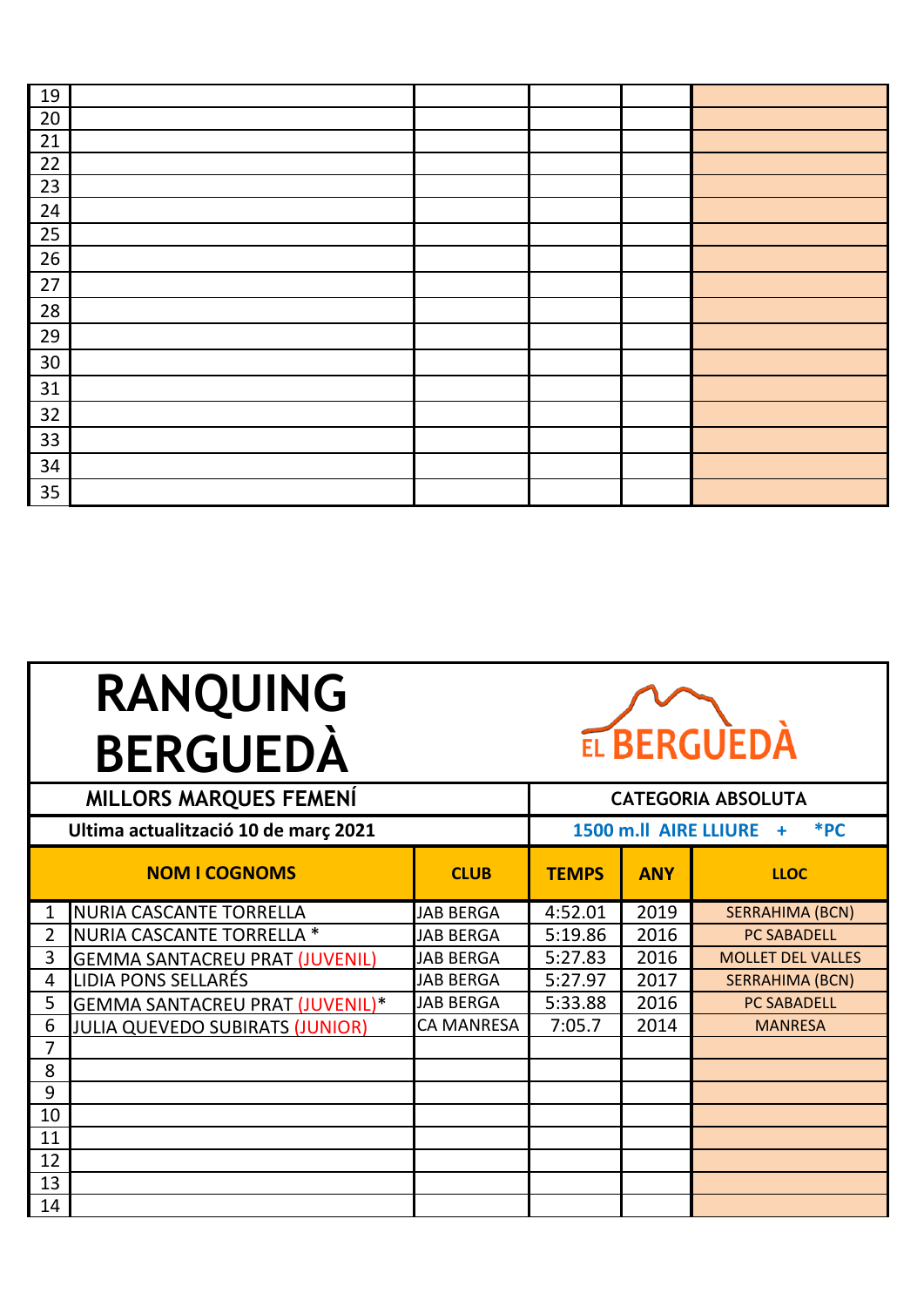| | | | | | |
|---|---|---|---|---|---|
| 19 | | | | | |
| 20 | | | | | |
| 21 | | | | | |
| 22 | | | | | |
| 23 | | | | | |
| 24 | | | | | |
| 25 | | | | | |
| 26 | | | | | |
| 27 | | | | | |
| 28 | | | | | |
| 29 | | | | | |
| 30 | | | | | |
| 31 | | | | | |
| 32 | | | | | |
| 33 | | | | | |
| 34 | | | | | |
| 35 | | | | | |

# RANQUING BERGUEDÀ

EL BERGUEDÀ

**MILLORS MARQUES FEMENÍ** — **CATEGORIA ABSOLUTA**

**Ultima actualització 10 de març 2021** — **1500 m.ll AIRE LLIURE + *PC**

| | NOM I COGNOMS | CLUB | TEMPS | ANY | LLOC |
|---|---|---|---|---|---|
| 1 | NURIA CASCANTE TORRELLA | JAB BERGA | 4:52.01 | 2019 | SERRAHIMA (BCN) |
| 2 | NURIA CASCANTE TORRELLA * | JAB BERGA | 5:19.86 | 2016 | PC SABADELL |
| 3 | GEMMA SANTACREU PRAT (JUVENIL) | JAB BERGA | 5:27.83 | 2016 | MOLLET DEL VALLES |
| 4 | LIDIA PONS SELLARÉS | JAB BERGA | 5:27.97 | 2017 | SERRAHIMA (BCN) |
| 5 | GEMMA SANTACREU PRAT (JUVENIL)* | JAB BERGA | 5:33.88 | 2016 | PC SABADELL |
| 6 | JULIA QUEVEDO SUBIRATS (JUNIOR) | CA MANRESA | 7:05.7 | 2014 | MANRESA |
| 7 | | | | | |
| 8 | | | | | |
| 9 | | | | | |
| 10 | | | | | |
| 11 | | | | | |
| 12 | | | | | |
| 13 | | | | | |
| 14 | | | | | |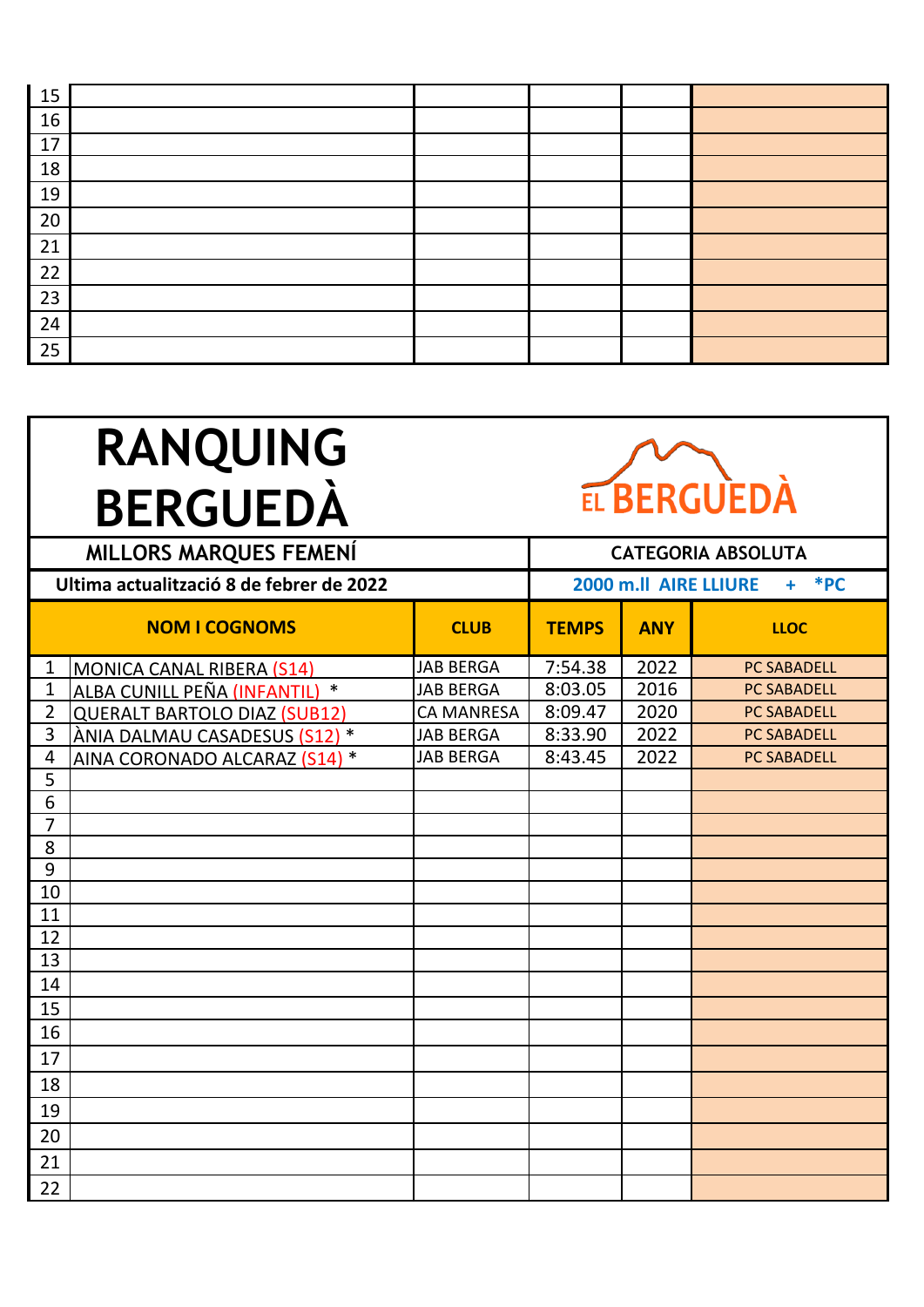| | | | | | |
|---|---|---|---|---|---|
| 15 | | | | | |
| 16 | | | | | |
| 17 | | | | | |
| 18 | | | | | |
| 19 | | | | | |
| 20 | | | | | |
| 21 | | | | | |
| 22 | | | | | |
| 23 | | | | | |
| 24 | | | | | |
| 25 | | | | | |

# RANQUING BERGUEDÀ

EL BERGUEDÀ

| MILLORS MARQUES FEMENÍ | | | CATEGORIA ABSOLUTA | | |
|---|---|---|---|---|---|
| Ultima actualització 8 de febrer de 2022 | | | 2000 m.ll AIRE LLIURE + *PC | | |
| | NOM I COGNOMS | CLUB | TEMPS | ANY | LLOC |
| 1 | MONICA CANAL RIBERA (S14) | JAB BERGA | 7:54.38 | 2022 | PC SABADELL |
| 1 | ALBA CUNILL PEÑA (INFANTIL) * | JAB BERGA | 8:03.05 | 2016 | PC SABADELL |
| 2 | QUERALT BARTOLO DIAZ (SUB12) | CA MANRESA | 8:09.47 | 2020 | PC SABADELL |
| 3 | ÀNIA DALMAU CASADESUS (S12) * | JAB BERGA | 8:33.90 | 2022 | PC SABADELL |
| 4 | AINA CORONADO ALCARAZ (S14) * | JAB BERGA | 8:43.45 | 2022 | PC SABADELL |
| 5 | | | | | |
| 6 | | | | | |
| 7 | | | | | |
| 8 | | | | | |
| 9 | | | | | |
| 10 | | | | | |
| 11 | | | | | |
| 12 | | | | | |
| 13 | | | | | |
| 14 | | | | | |
| 15 | | | | | |
| 16 | | | | | |
| 17 | | | | | |
| 18 | | | | | |
| 19 | | | | | |
| 20 | | | | | |
| 21 | | | | | |
| 22 | | | | | |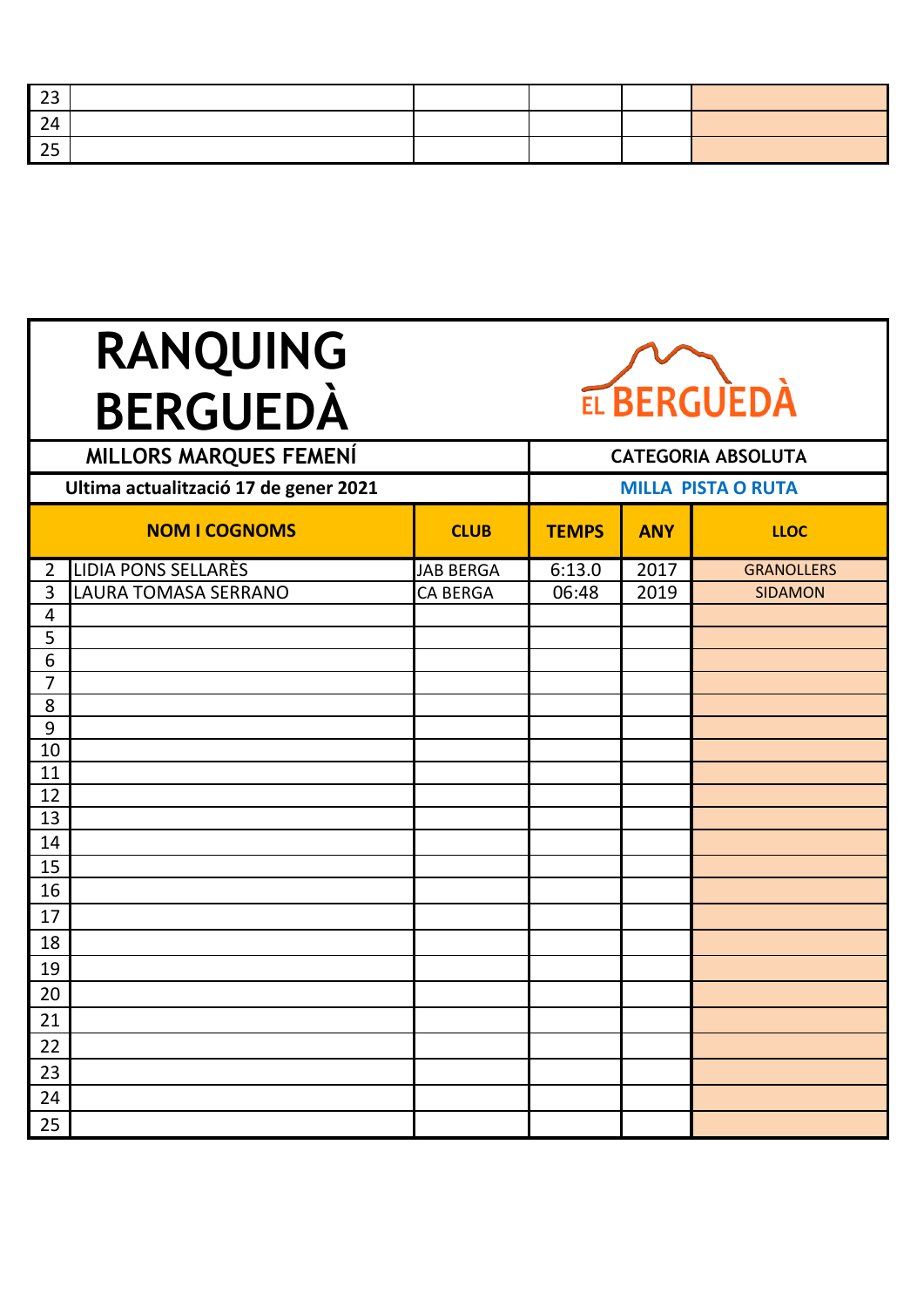| | | | | | |
|---|---|---|---|---|---|
| 23 | | | | | |
| 24 | | | | | |
| 25 | | | | | |

# RANQUING BERGUEDÀ

EL BERGUEDÀ

| MILLORS MARQUES FEMENÍ | | CATEGORIA ABSOLUTA | | | |
|---|---|---|---|---|---|
| **Ultima actualització 17 de gener 2021** | | **MILLA PISTA O RUTA** | | | |
| | **NOM I COGNOMS** | **CLUB** | **TEMPS** | **ANY** | **LLOC** |
| 2 | LIDIA PONS SELLARÈS | JAB BERGA | 6:13.0 | 2017 | GRANOLLERS |
| 3 | LAURA TOMASA SERRANO | CA BERGA | 06:48 | 2019 | SIDAMON |
| 4 | | | | | |
| 5 | | | | | |
| 6 | | | | | |
| 7 | | | | | |
| 8 | | | | | |
| 9 | | | | | |
| 10 | | | | | |
| 11 | | | | | |
| 12 | | | | | |
| 13 | | | | | |
| 14 | | | | | |
| 15 | | | | | |
| 16 | | | | | |
| 17 | | | | | |
| 18 | | | | | |
| 19 | | | | | |
| 20 | | | | | |
| 21 | | | | | |
| 22 | | | | | |
| 23 | | | | | |
| 24 | | | | | |
| 25 | | | | | |